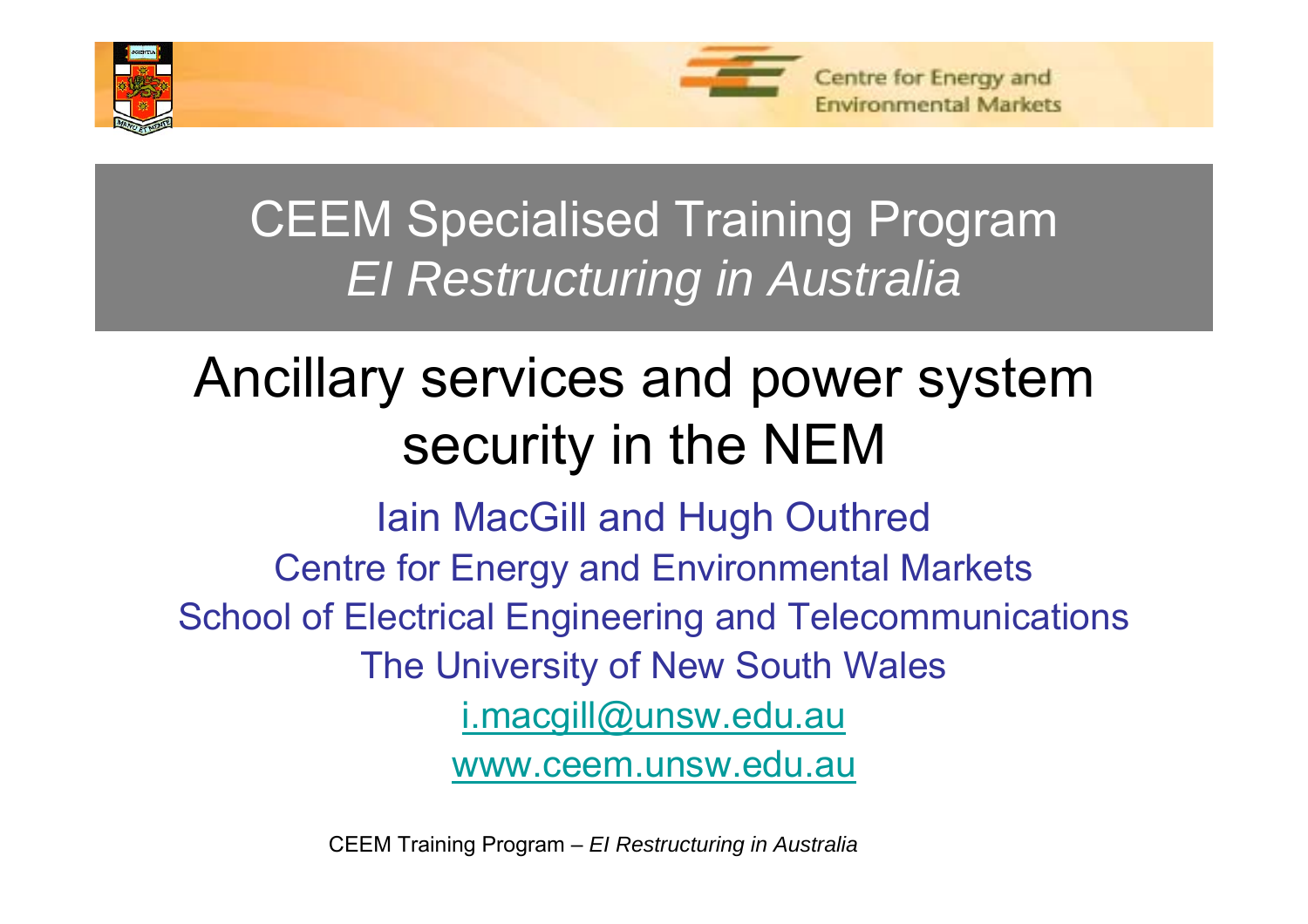Centre for Energy and Environmental Markets

# CEEM Specialised Training Program
## *EI Restructuring in Australia*

# Ancillary services and power system security in the NEM

Iain MacGill and Hugh Outhred

Centre for Energy and Environmental Markets

School of Electrical Engineering and Telecommunications

The University of New South Wales

i.macgill@unsw.edu.au

www.ceem.unsw.edu.au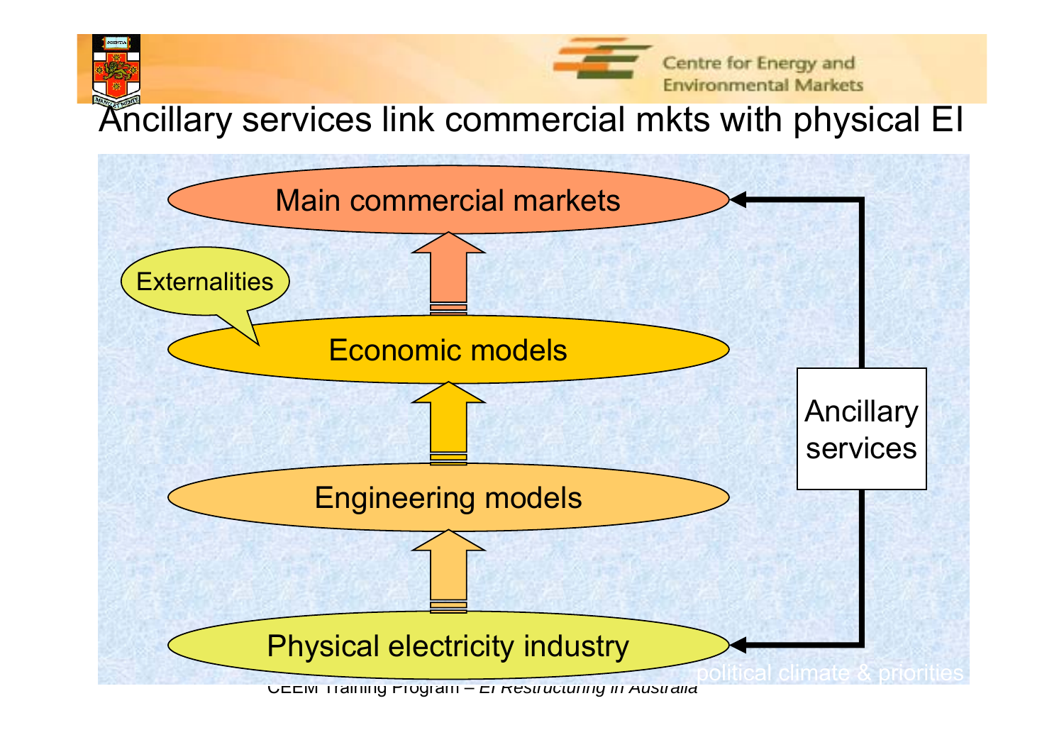# Ancillary services link commercial mkts with physical EI

Main commercial markets

Externalities

Economic models

Engineering models

Physical electricity industry

Ancillary services

political climate & priorities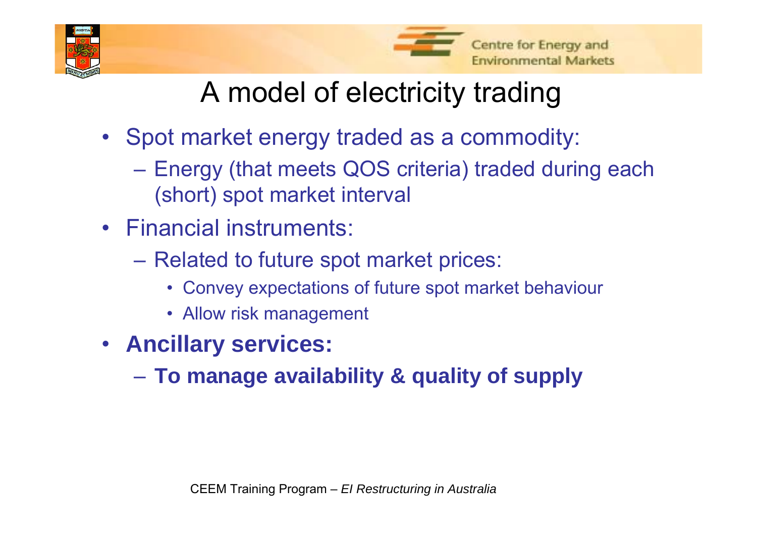# A model of electricity trading

- Spot market energy traded as a commodity:
  - Energy (that meets QOS criteria) traded during each (short) spot market interval
- Financial instruments:
  - Related to future spot market prices:
    - Convey expectations of future spot market behaviour
    - Allow risk management
- **Ancillary services:**
  - **To manage availability & quality of supply**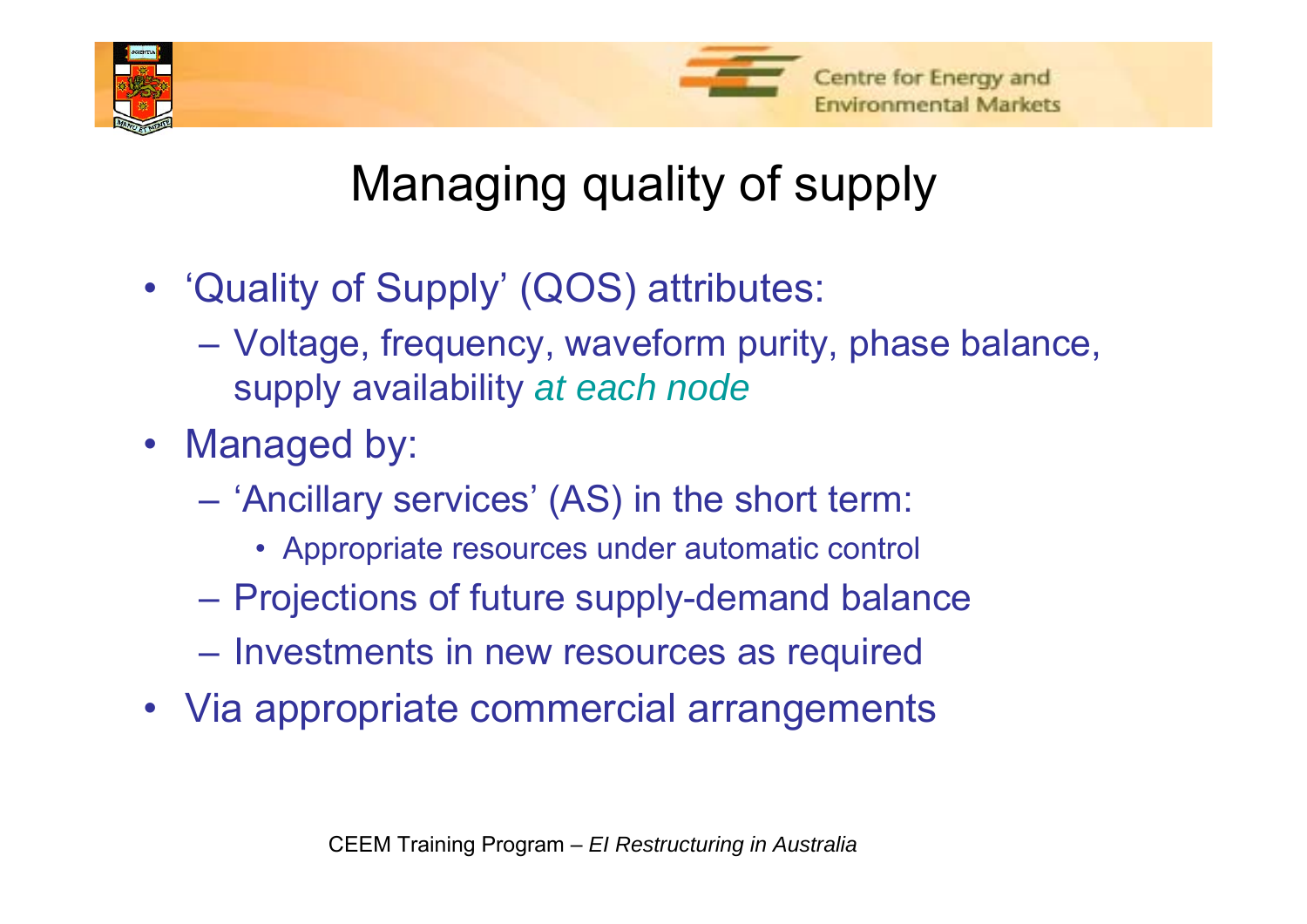# Managing quality of supply

- 'Quality of Supply' (QOS) attributes:
  - Voltage, frequency, waveform purity, phase balance, supply availability *at each node*
- Managed by:
  - 'Ancillary services' (AS) in the short term:
    - Appropriate resources under automatic control
  - Projections of future supply-demand balance
  - Investments in new resources as required
- Via appropriate commercial arrangements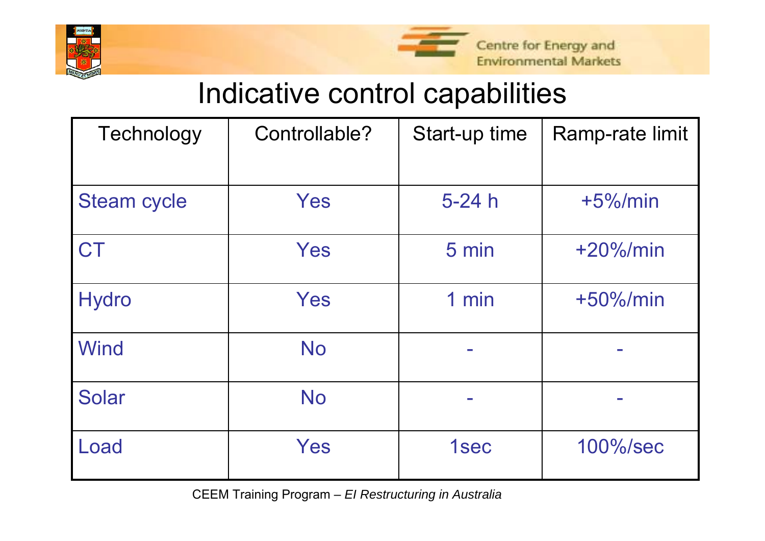# Indicative control capabilities

| Technology | Controllable? | Start-up time | Ramp-rate limit |
|---|---|---|---|
| Steam cycle | Yes | 5-24 h | +5%/min |
| CT | Yes | 5 min | +20%/min |
| Hydro | Yes | 1 min | +50%/min |
| Wind | No | - | - |
| Solar | No | - | - |
| Load | Yes | 1sec | 100%/sec |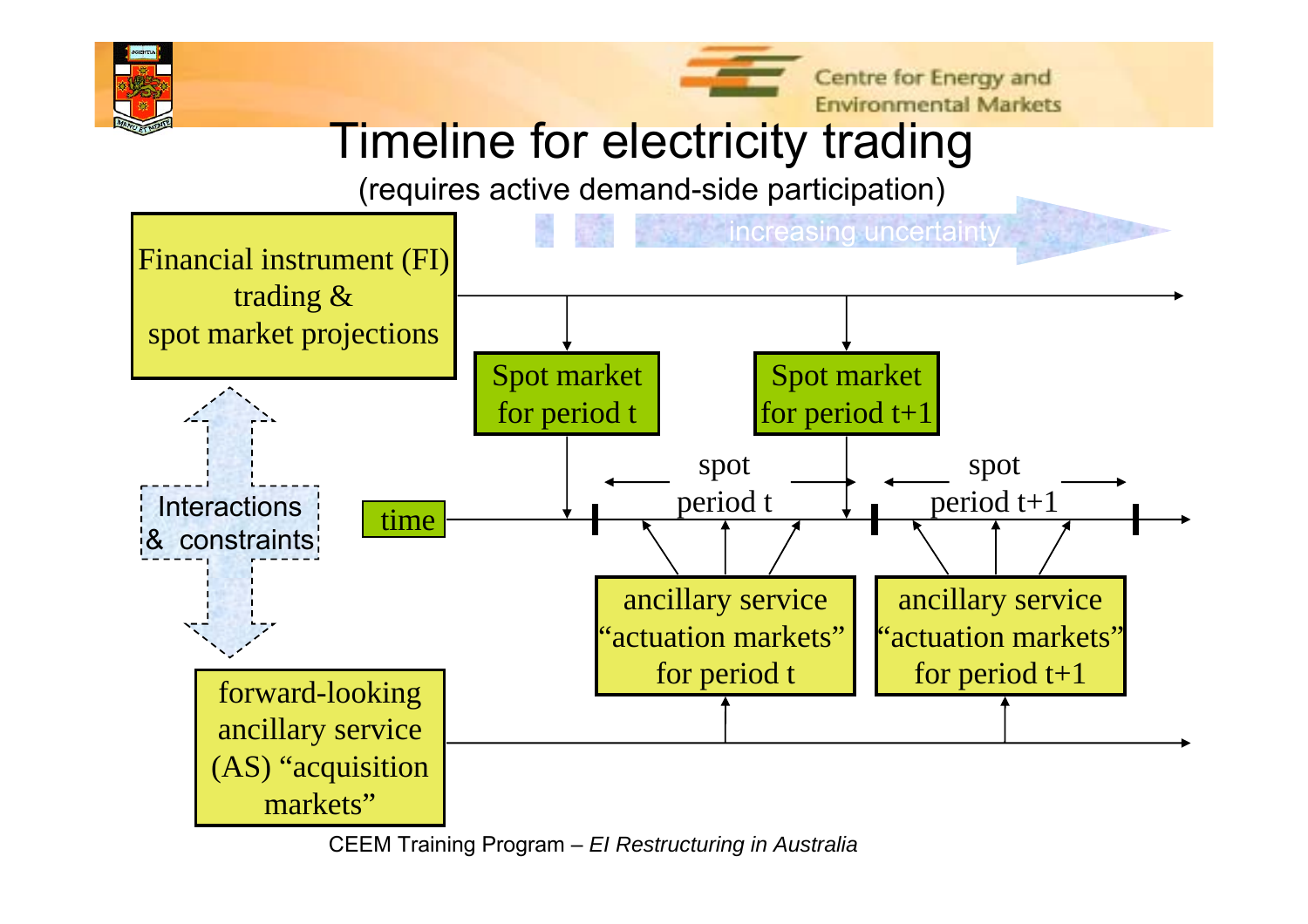# Timeline for electricity trading

(requires active demand-side participation)

increasing uncertainty

Financial instrument (FI) trading & spot market projections

Spot market for period t

Spot market for period t+1

Interactions & constraints

time

spot period t

spot period t+1

ancillary service "actuation markets" for period t

ancillary service "actuation markets" for period t+1

forward-looking ancillary service (AS) "acquisition markets"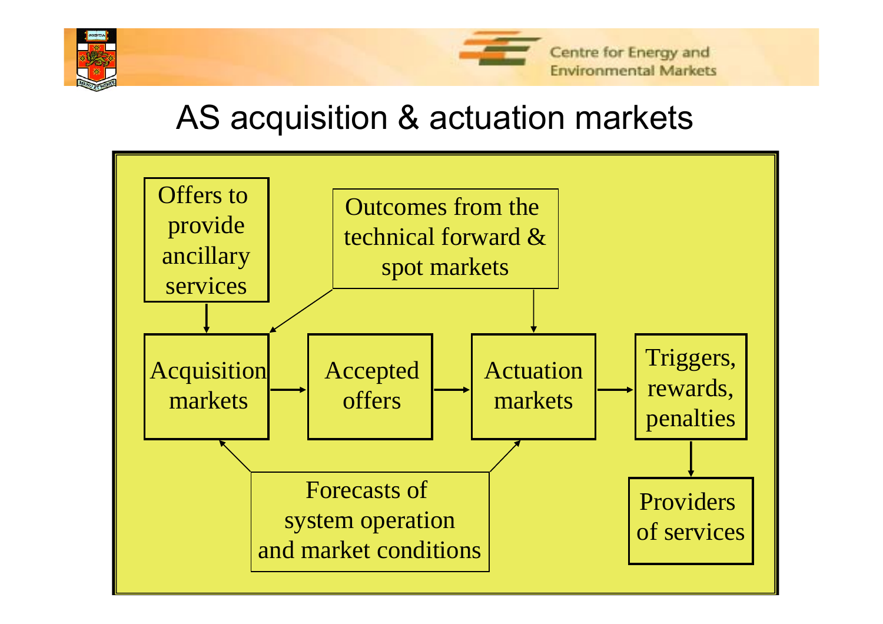# AS acquisition & actuation markets

Offers to provide ancillary services

Outcomes from the technical forward & spot markets

Acquisition markets

Accepted offers

Actuation markets

Triggers, rewards, penalties

Forecasts of system operation and market conditions

Providers of services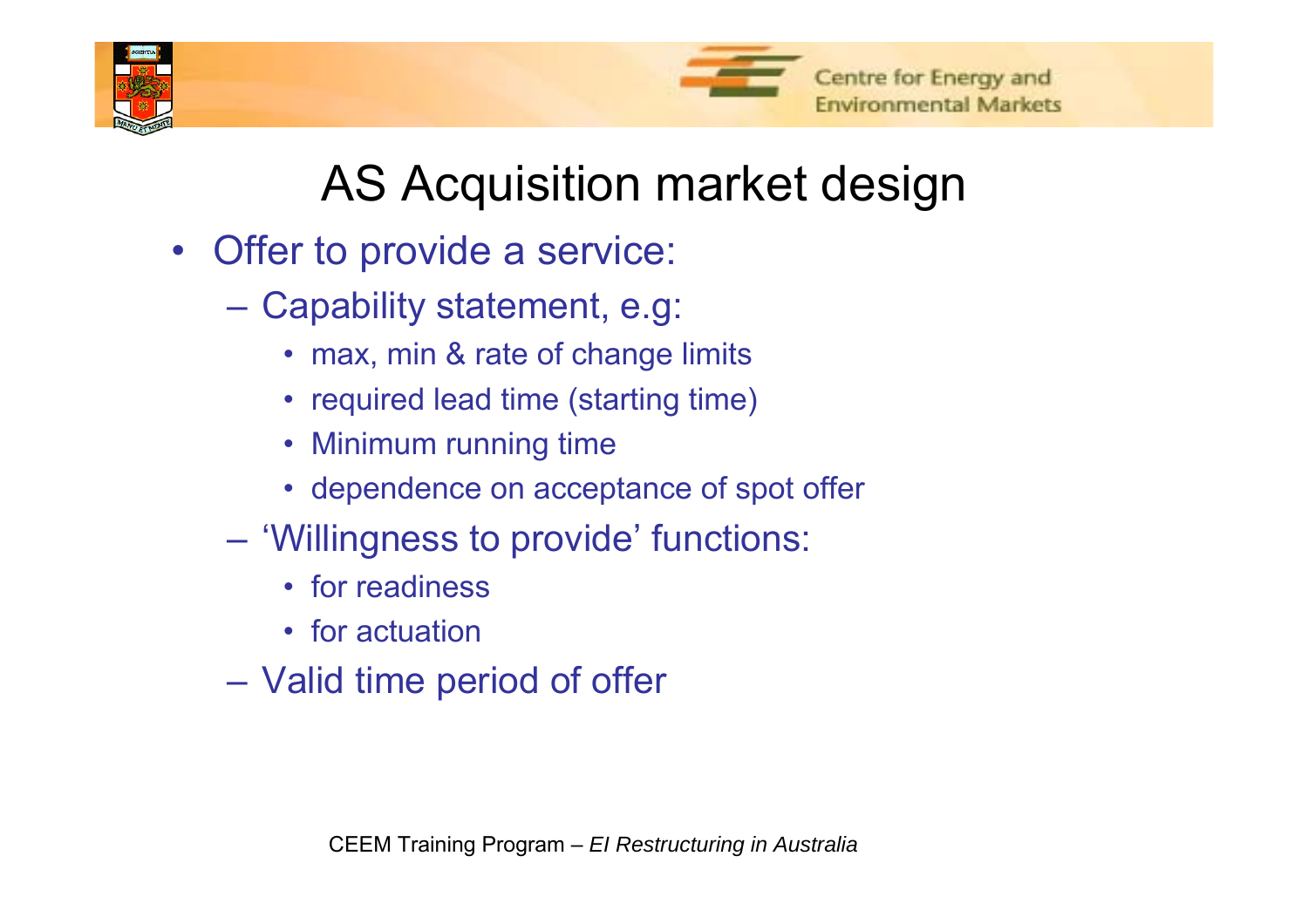# AS Acquisition market design

- Offer to provide a service:
  - Capability statement, e.g:
    - max, min & rate of change limits
    - required lead time (starting time)
    - Minimum running time
    - dependence on acceptance of spot offer
  - 'Willingness to provide' functions:
    - for readiness
    - for actuation
  - Valid time period of offer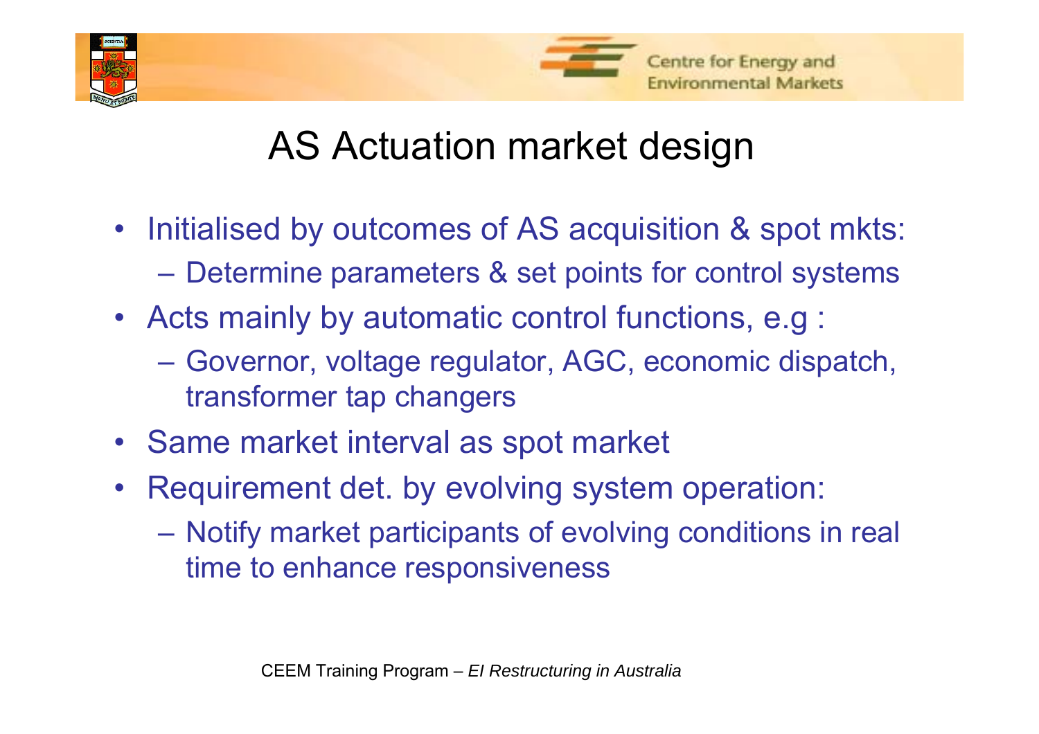# AS Actuation market design

- Initialised by outcomes of AS acquisition & spot mkts:
  - Determine parameters & set points for control systems
- Acts mainly by automatic control functions, e.g :
  - Governor, voltage regulator, AGC, economic dispatch, transformer tap changers
- Same market interval as spot market
- Requirement det. by evolving system operation:
  - Notify market participants of evolving conditions in real time to enhance responsiveness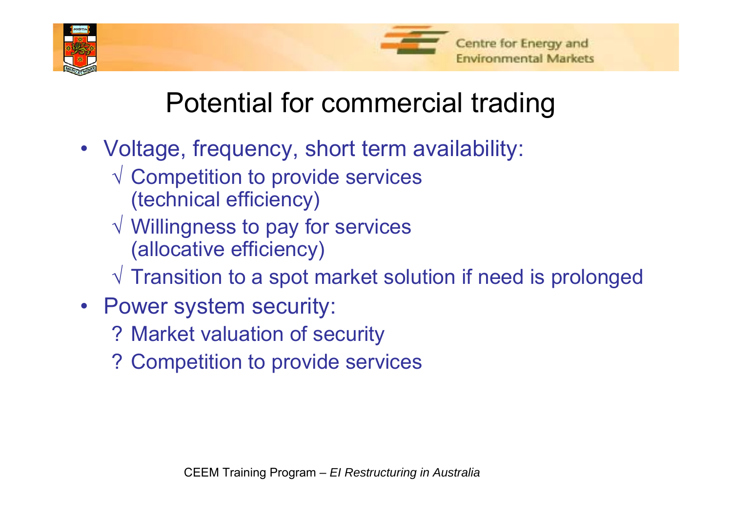# Potential for commercial trading

- Voltage, frequency, short term availability:
  - √ Competition to provide services (technical efficiency)
  - √ Willingness to pay for services (allocative efficiency)
  - √ Transition to a spot market solution if need is prolonged
- Power system security:
  - ? Market valuation of security
  - ? Competition to provide services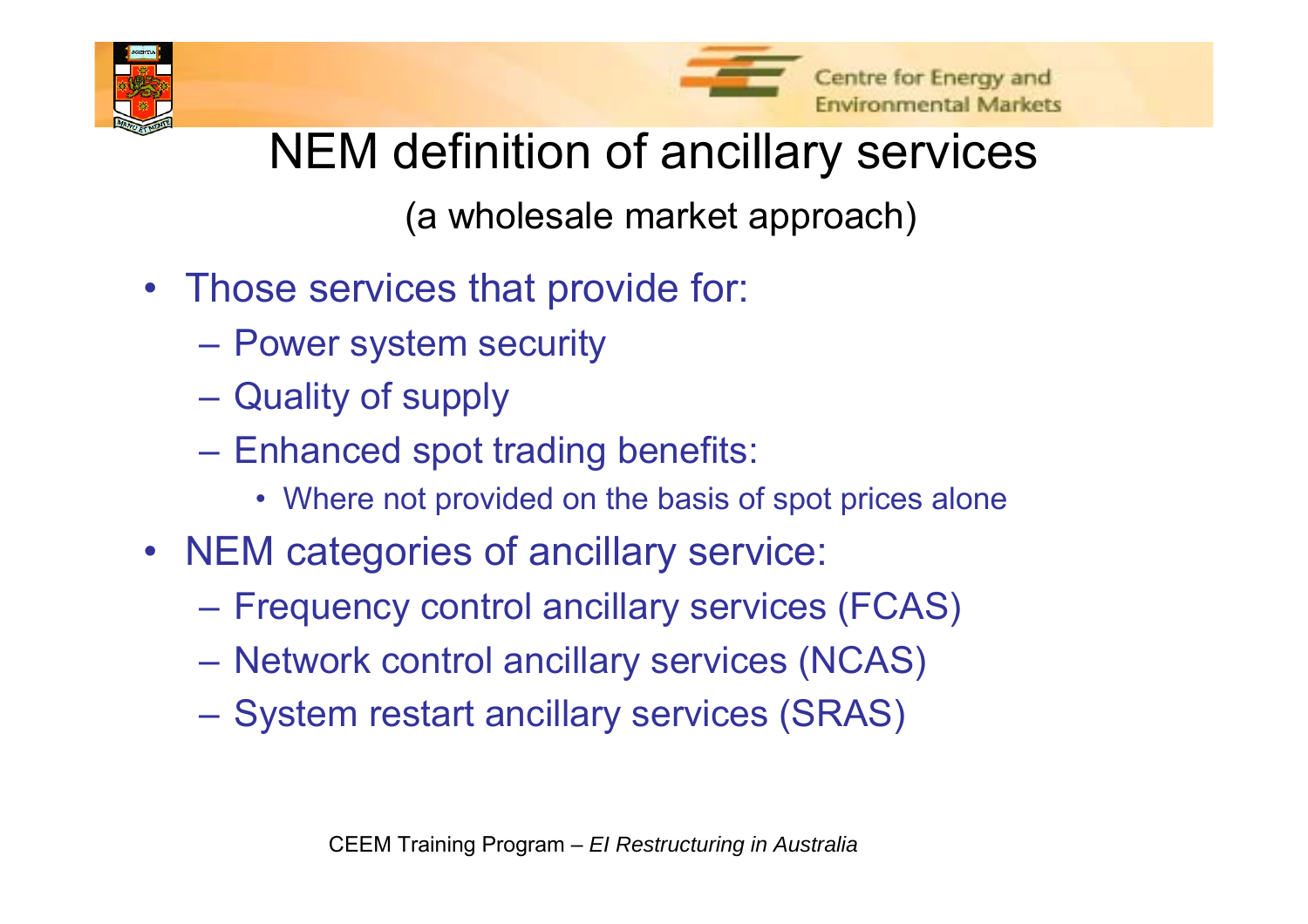# NEM definition of ancillary services

(a wholesale market approach)

- Those services that provide for:
  - Power system security
  - Quality of supply
  - Enhanced spot trading benefits:
    - Where not provided on the basis of spot prices alone
- NEM categories of ancillary service:
  - Frequency control ancillary services (FCAS)
  - Network control ancillary services (NCAS)
  - System restart ancillary services (SRAS)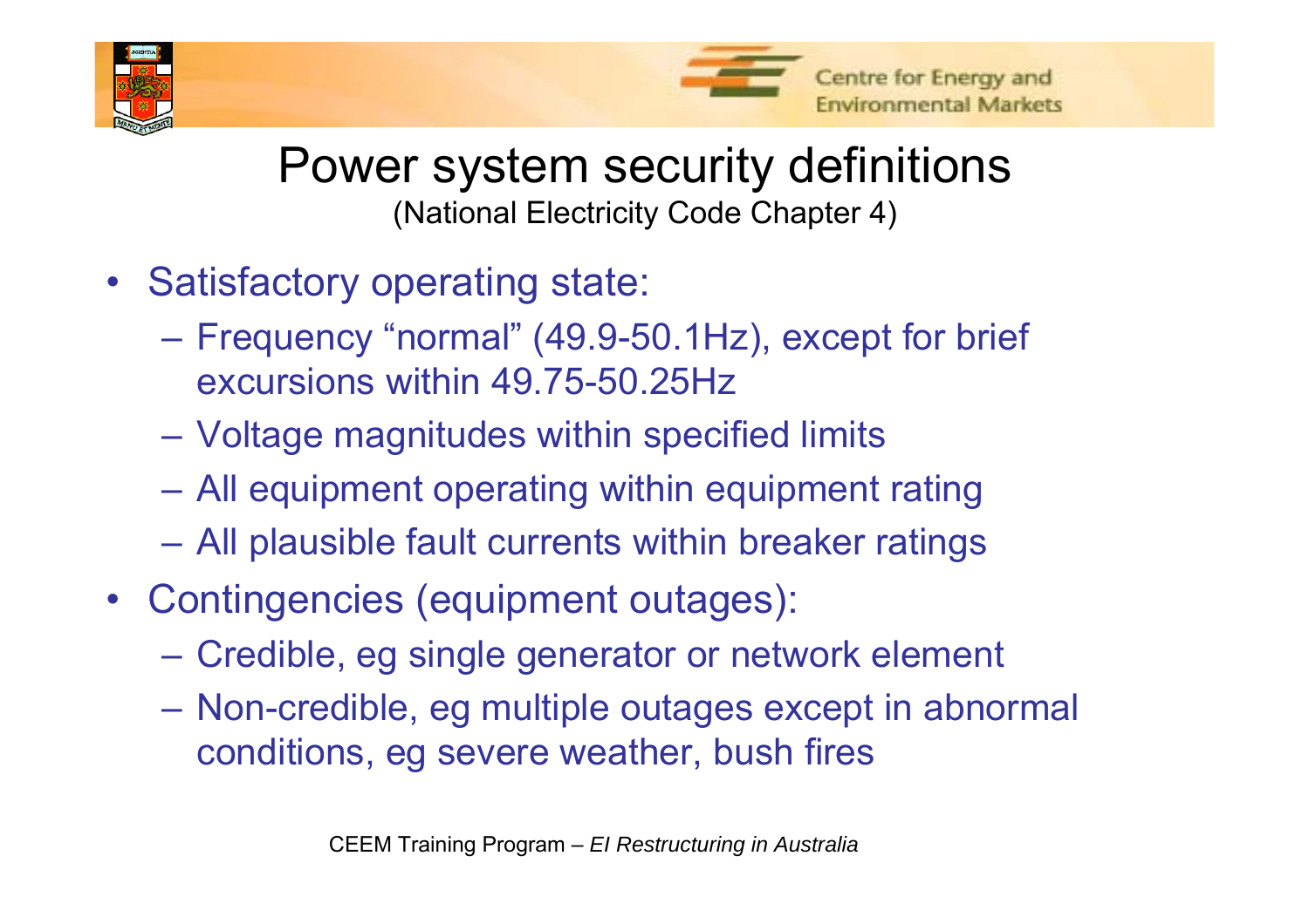# Power system security definitions

(National Electricity Code Chapter 4)

- Satisfactory operating state:
  - Frequency “normal” (49.9-50.1Hz), except for brief excursions within 49.75-50.25Hz
  - Voltage magnitudes within specified limits
  - All equipment operating within equipment rating
  - All plausible fault currents within breaker ratings
- Contingencies (equipment outages):
  - Credible, eg single generator or network element
  - Non-credible, eg multiple outages except in abnormal conditions, eg severe weather, bush fires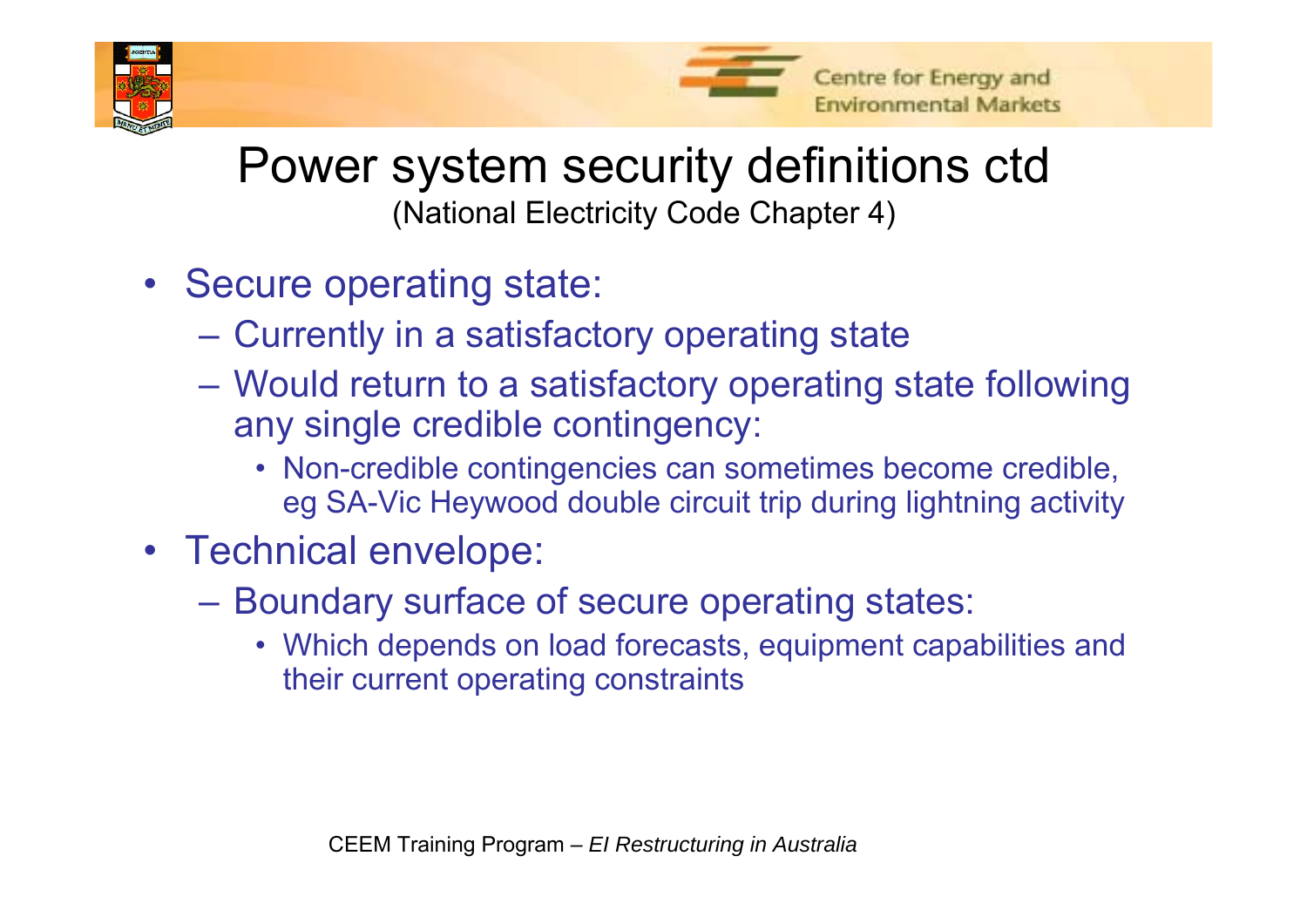# Power system security definitions ctd

(National Electricity Code Chapter 4)

- Secure operating state:
  - Currently in a satisfactory operating state
  - Would return to a satisfactory operating state following any single credible contingency:
    - Non-credible contingencies can sometimes become credible, eg SA-Vic Heywood double circuit trip during lightning activity
- Technical envelope:
  - Boundary surface of secure operating states:
    - Which depends on load forecasts, equipment capabilities and their current operating constraints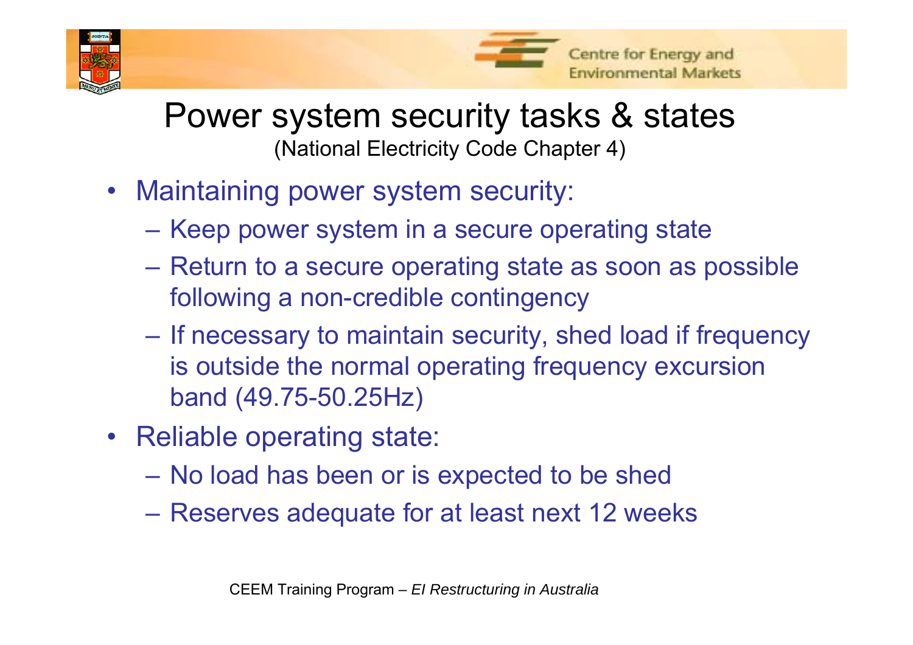# Power system security tasks & states

(National Electricity Code Chapter 4)

- Maintaining power system security:
  - Keep power system in a secure operating state
  - Return to a secure operating state as soon as possible following a non-credible contingency
  - If necessary to maintain security, shed load if frequency is outside the normal operating frequency excursion band (49.75-50.25Hz)
- Reliable operating state:
  - No load has been or is expected to be shed
  - Reserves adequate for at least next 12 weeks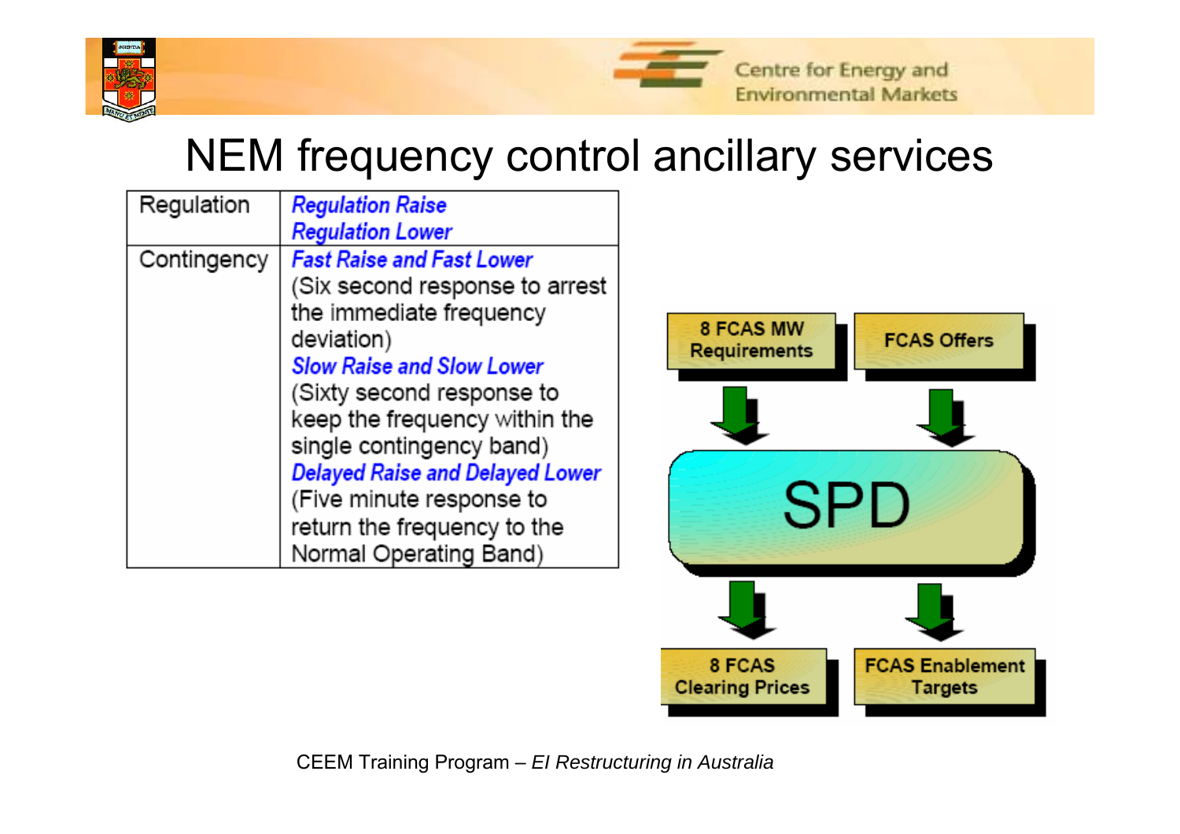# NEM frequency control ancillary services

| Regulation | ***Regulation Raise***<br>***Regulation Lower*** |
|---|---|
| Contingency | ***Fast Raise and Fast Lower***<br>(Six second response to arrest the immediate frequency deviation)<br>***Slow Raise and Slow Lower***<br>(Sixty second response to keep the frequency within the single contingency band)<br>***Delayed Raise and Delayed Lower***<br>(Five minute response to return the frequency to the Normal Operating Band) |

**8 FCAS MW Requirements** → **SPD** ← **FCAS Offers**

**SPD** → **8 FCAS Clearing Prices**

**SPD** → **FCAS Enablement Targets**

CEEM Training Program – *EI Restructuring in Australia*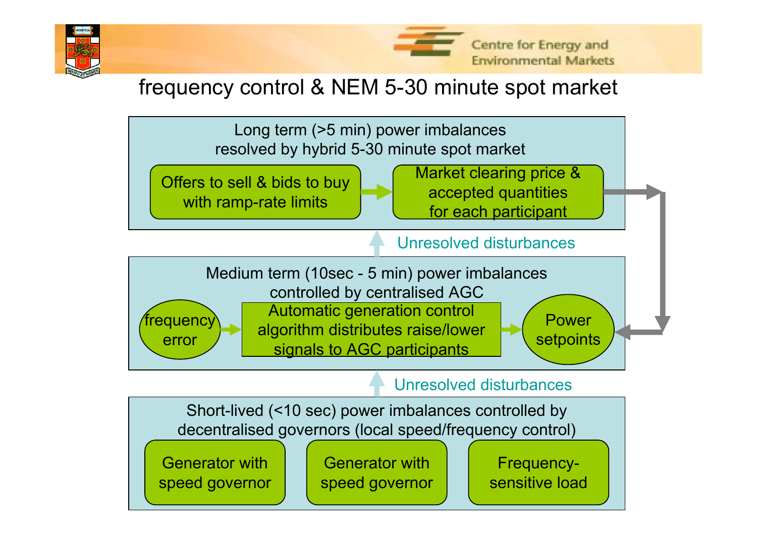# frequency control & NEM 5-30 minute spot market

**Long term (>5 min) power imbalances resolved by hybrid 5-30 minute spot market**

- Offers to sell & bids to buy with ramp-rate limits → Market clearing price & accepted quantities for each participant

Unresolved disturbances

**Medium term (10sec - 5 min) power imbalances controlled by centralised AGC**

- frequency error → Automatic generation control algorithm distributes raise/lower signals to AGC participants → Power setpoints

Unresolved disturbances

**Short-lived (<10 sec) power imbalances controlled by decentralised governors (local speed/frequency control)**

- Generator with speed governor
- Generator with speed governor
- Frequency-sensitive load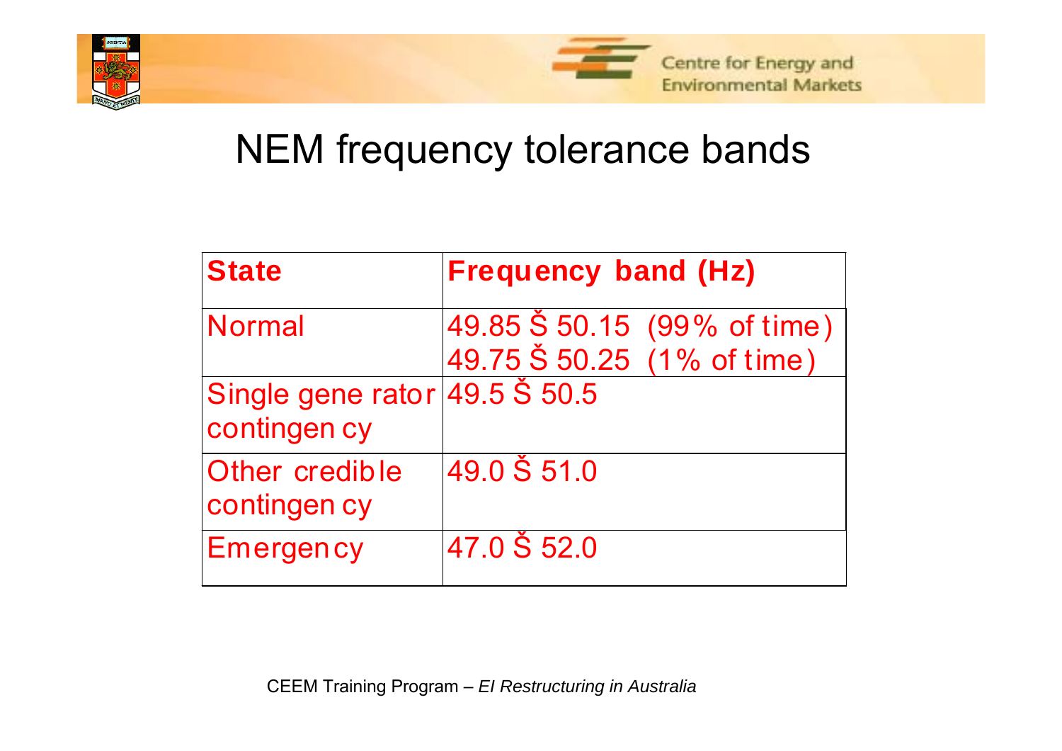# NEM frequency tolerance bands

| State | Frequency band (Hz) |
| --- | --- |
| Normal | 49.85 Š 50.15 (99% of time)<br>49.75 Š 50.25 (1% of time) |
| Single gene rator contingen cy | 49.5 Š 50.5 |
| Other credible contingen cy | 49.0 Š 51.0 |
| Emergen cy | 47.0 Š 52.0 |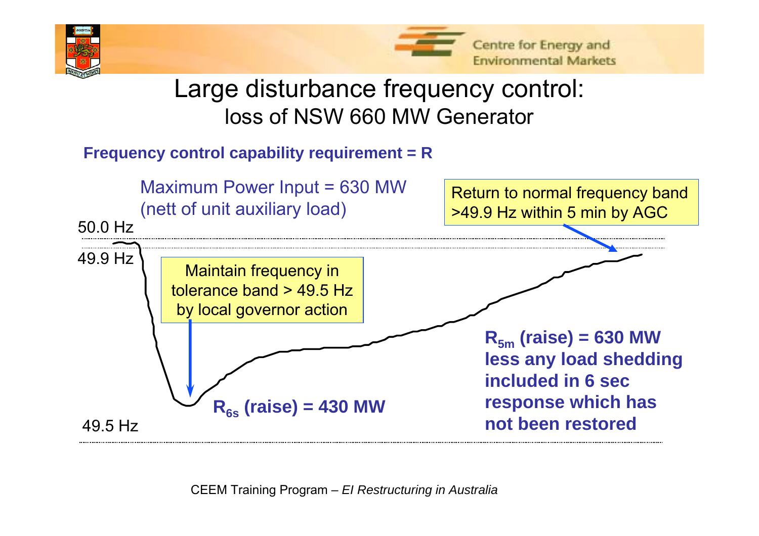# Large disturbance frequency control: loss of NSW 660 MW Generator

**Frequency control capability requirement = R**

Maximum Power Input = 630 MW
(nett of unit auxiliary load)

Return to normal frequency band >49.9 Hz within 5 min by AGC

50.0 Hz

49.9 Hz

Maintain frequency in tolerance band > 49.5 Hz by local governor action

$R_{5m}$ **(raise) = 630 MW less any load shedding included in 6 sec response which has not been restored**

$R_{6s}$ **(raise) = 430 MW**

49.5 Hz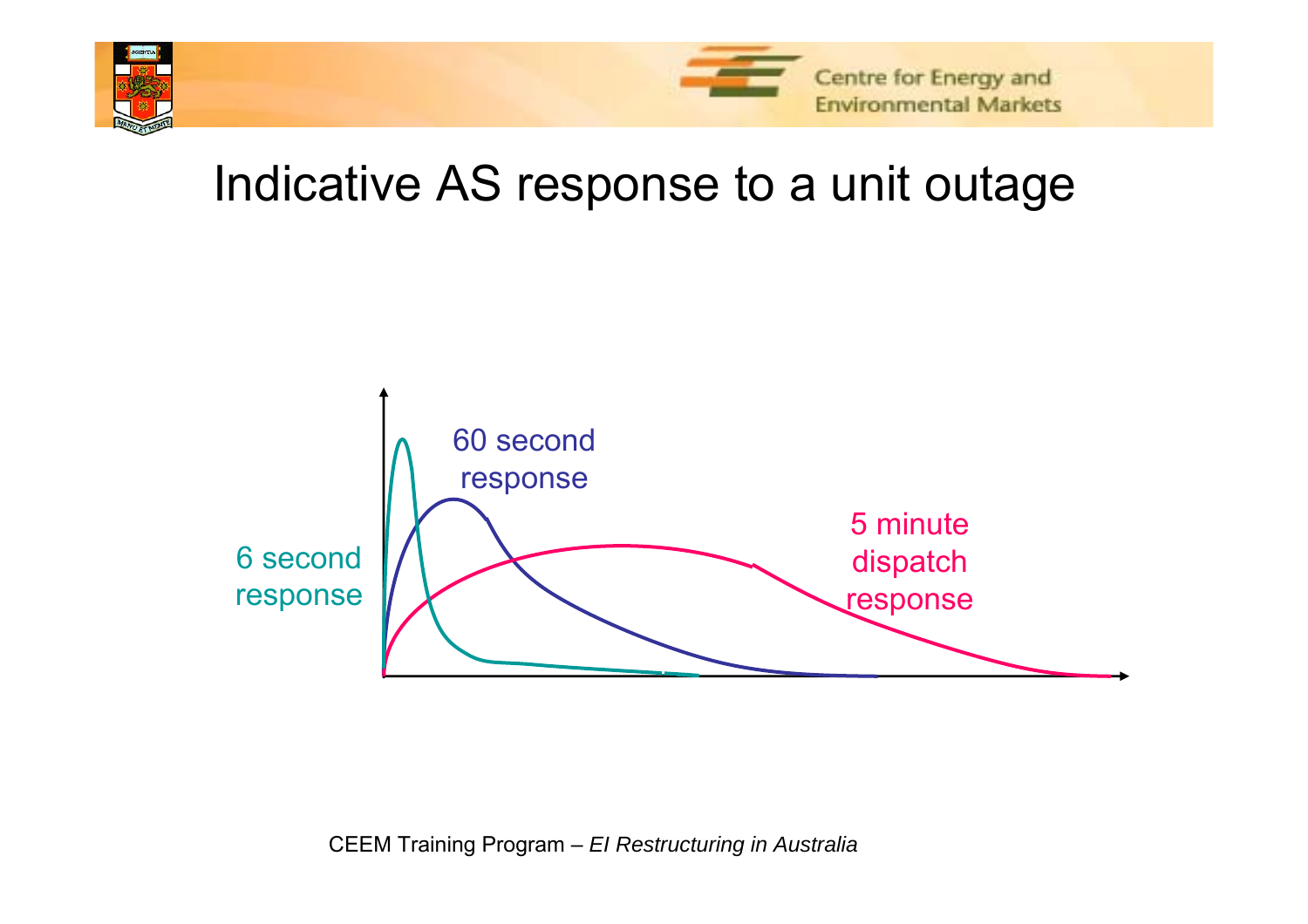# Indicative AS response to a unit outage

6 second response

60 second response

5 minute dispatch response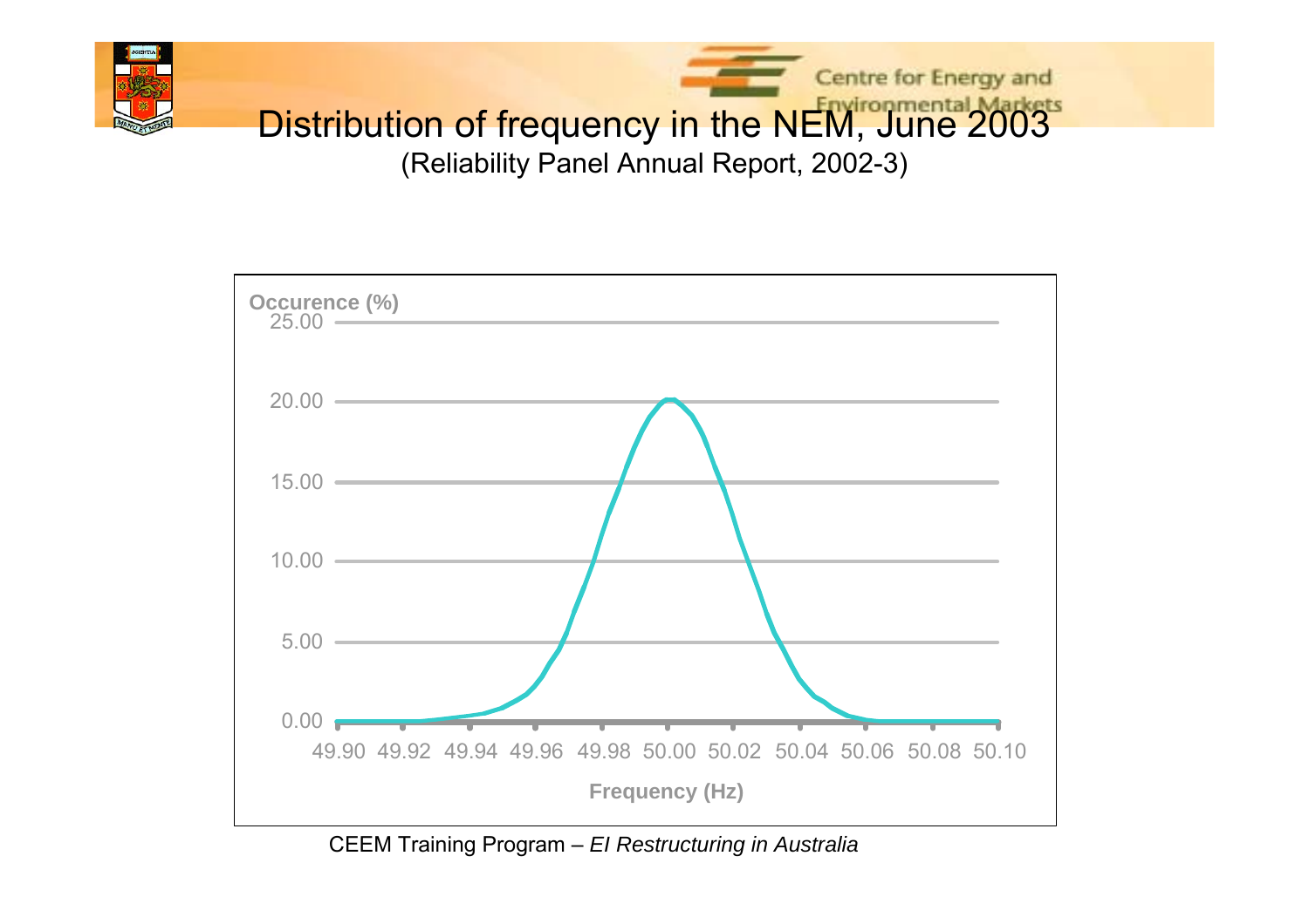# Distribution of frequency in the NEM, June 2003

(Reliability Panel Annual Report, 2002-3)

Occurence (%)

25.00

20.00

15.00

10.00

5.00

0.00

49.90 49.92 49.94 49.96 49.98 50.00 50.02 50.04 50.06 50.08 50.10

Frequency (Hz)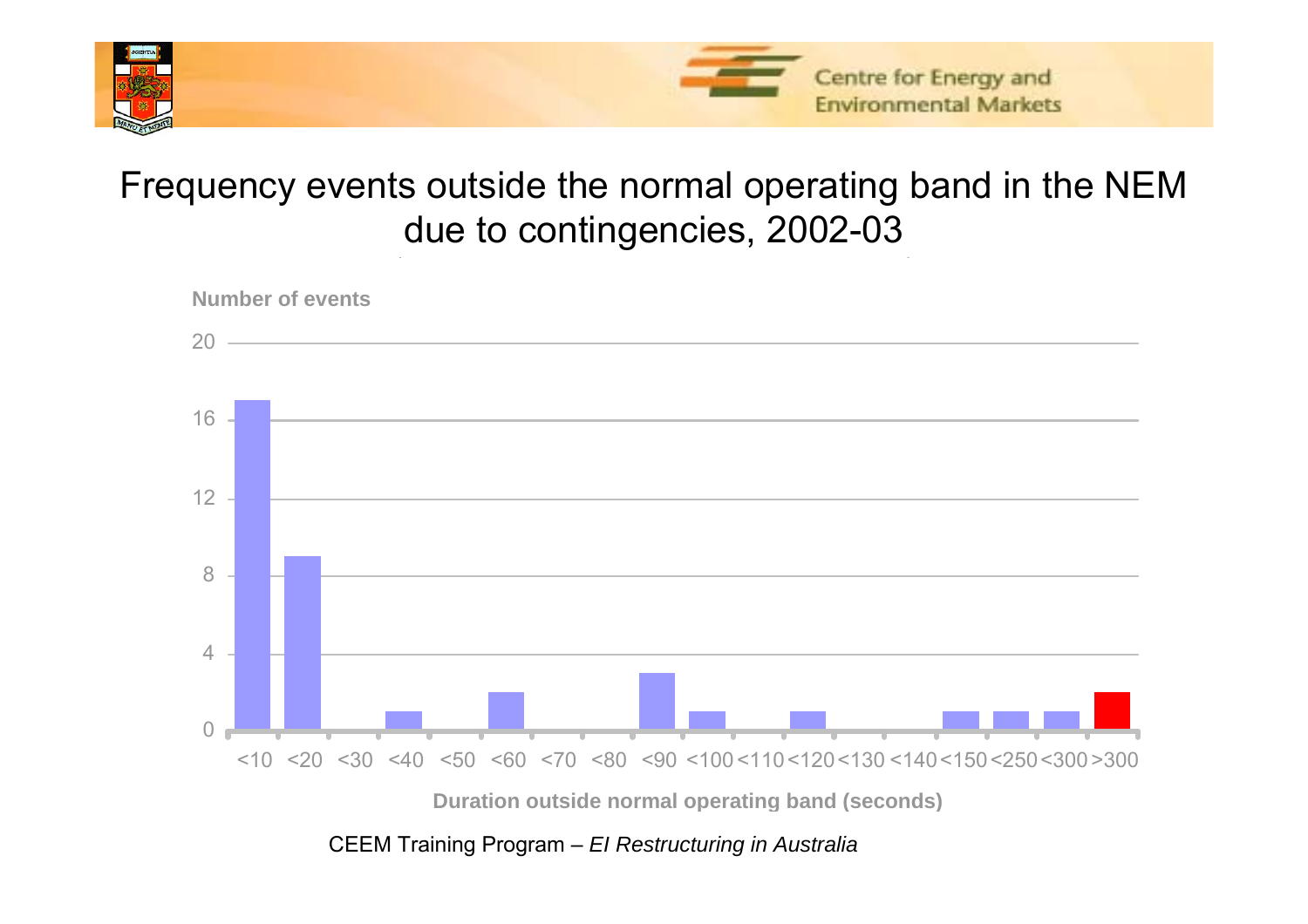# Frequency events outside the normal operating band in the NEM due to contingencies, 2002-03

Number of events

| Duration outside normal operating band (seconds) | Number of events |
|---|---|
| <10 | 17 |
| <20 | 9 |
| <30 | 0 |
| <40 | 1 |
| <50 | 0 |
| <60 | 2 |
| <70 | 0 |
| <80 | 0 |
| <90 | 3 |
| <100 | 1 |
| <110 | 0 |
| <120 | 1 |
| <130 | 0 |
| <140 | 0 |
| <150 | 1 |
| <250 | 1 |
| <300 | 1 |
| >300 | 2 |

CEEM Training Program – *EI Restructuring in Australia*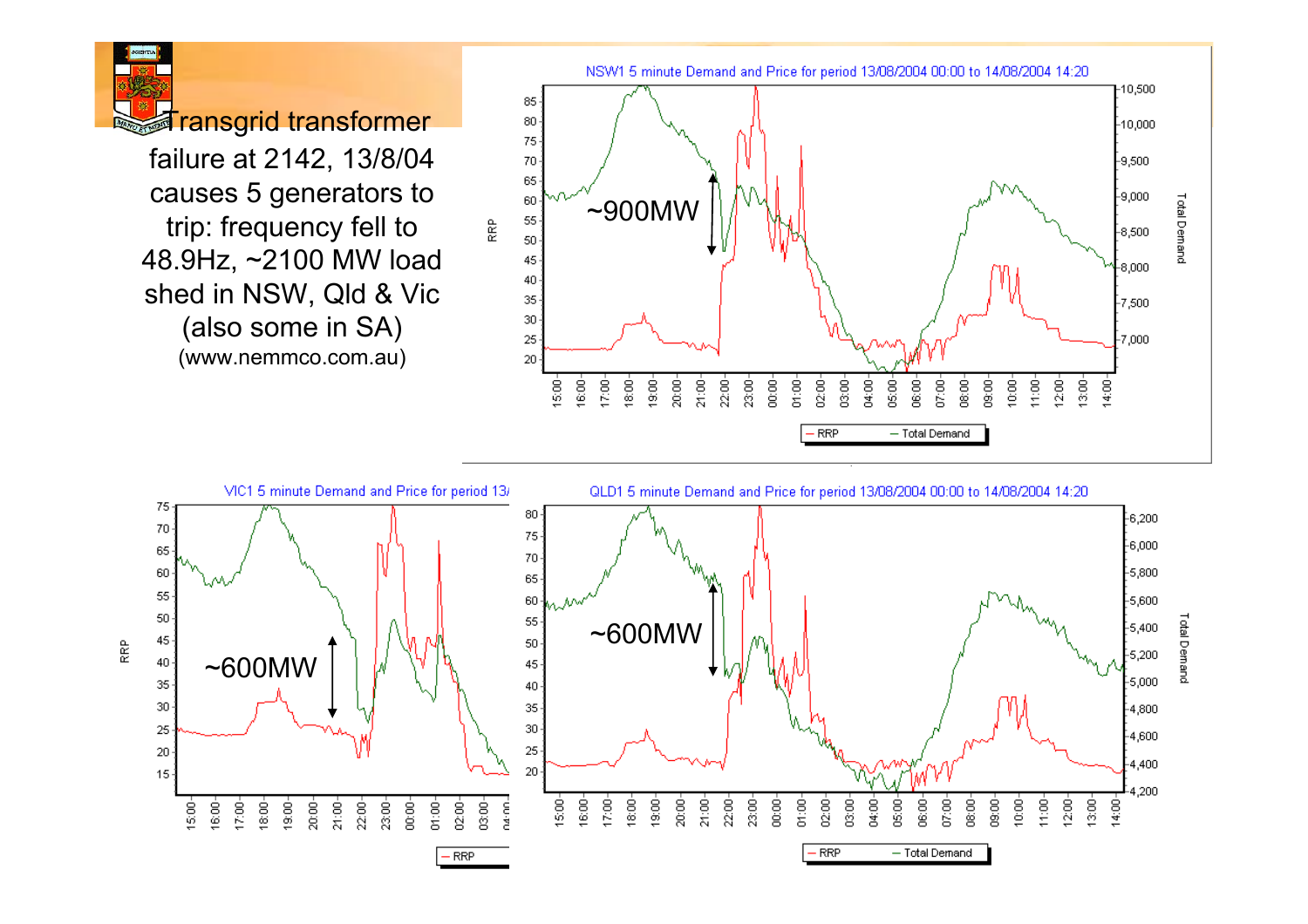Transgrid transformer failure at 2142, 13/8/04 causes 5 generators to trip: frequency fell to 48.9Hz, ~2100 MW load shed in NSW, Qld & Vic (also some in SA)

(www.nemmco.com.au)

NSW1 5 minute Demand and Price for period 13/08/2004 00:00 to 14/08/2004 14:20

~900MW

VIC1 5 minute Demand and Price for period 13/

~600MW

QLD1 5 minute Demand and Price for period 13/08/2004 00:00 to 14/08/2004 14:20

~600MW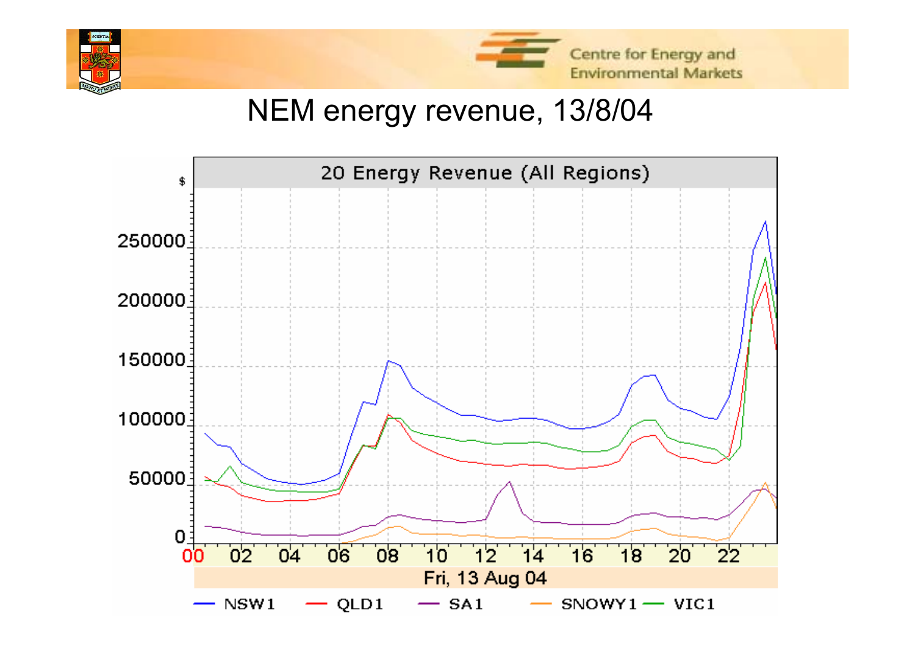# NEM energy revenue, 13/8/04

20 Energy Revenue (All Regions)

$

250000

200000

150000

100000

50000

0

00 02 04 06 08 10 12 14 16 18 20 22

Fri, 13 Aug 04

NSW1 QLD1 SA1 SNOWY1 VIC1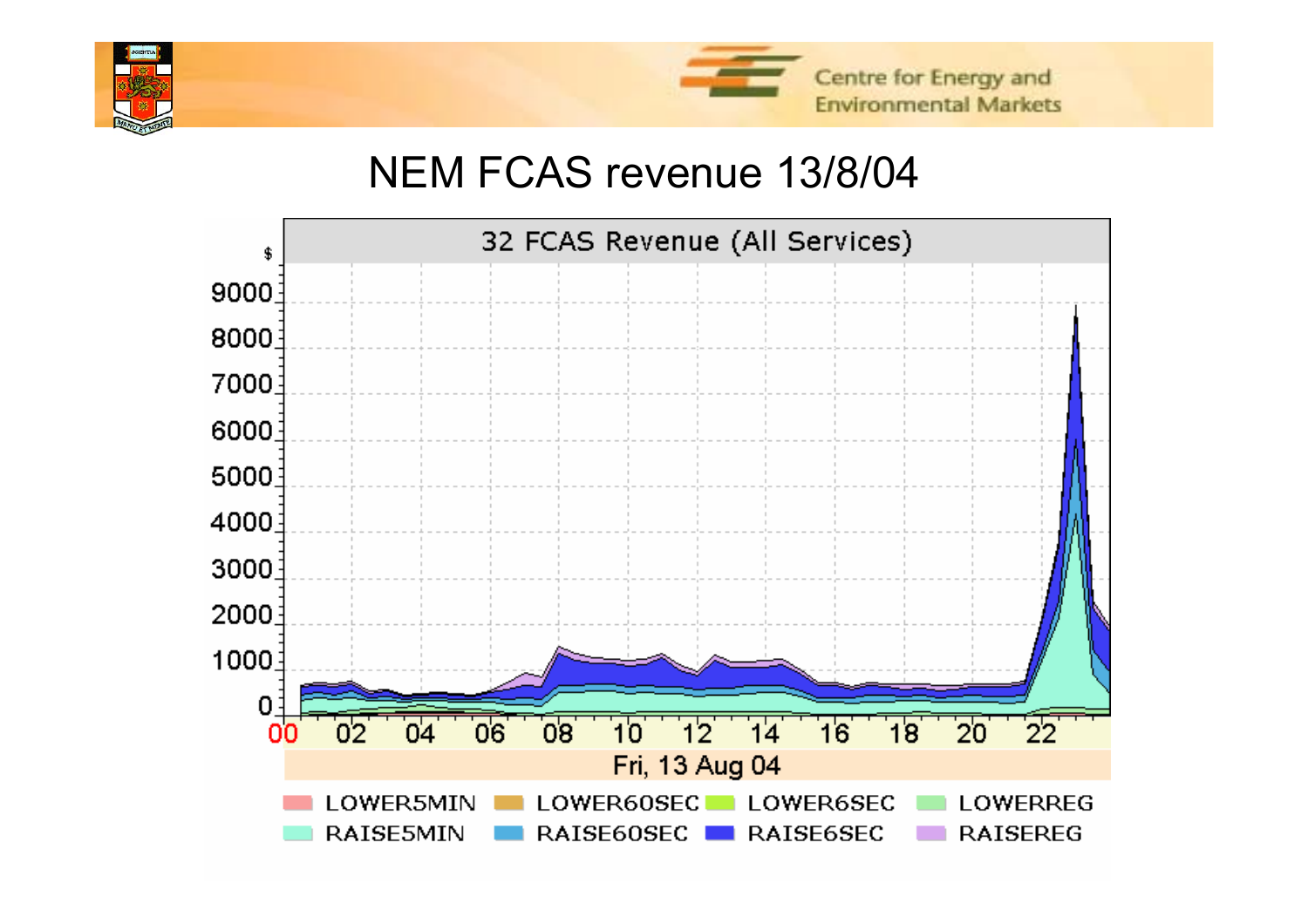# NEM FCAS revenue 13/8/04

32 FCAS Revenue (All Services)

$

9000
8000
7000
6000
5000
4000
3000
2000
1000
0

00 02 04 06 08 10 12 14 16 18 20 22

Fri, 13 Aug 04

LOWER5MIN LOWER60SEC LOWER6SEC LOWERREG
RAISE5MIN RAISE60SEC RAISE6SEC RAISEREG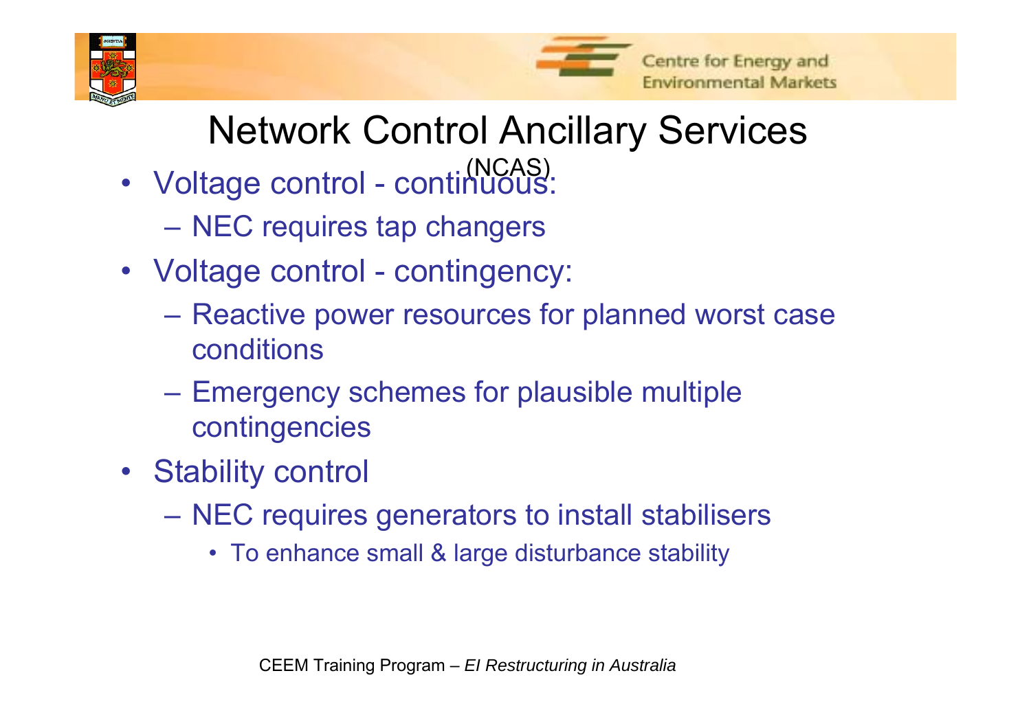# Network Control Ancillary Services (NCAS)

- Voltage control - continuous:
  - NEC requires tap changers
- Voltage control - contingency:
  - Reactive power resources for planned worst case conditions
  - Emergency schemes for plausible multiple contingencies
- Stability control
  - NEC requires generators to install stabilisers
    - To enhance small & large disturbance stability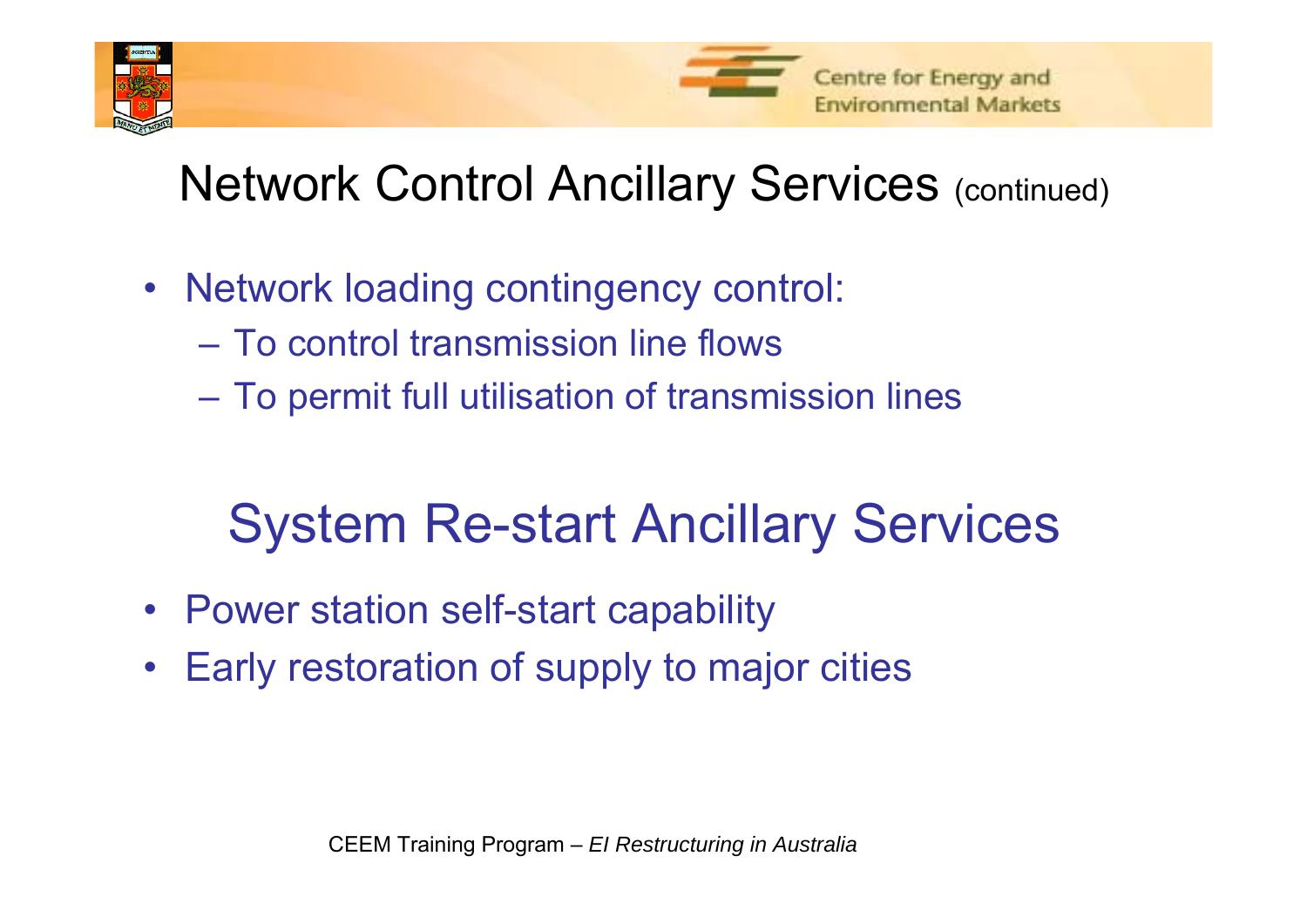# Network Control Ancillary Services (continued)

- Network loading contingency control:
  - To control transmission line flows
  - To permit full utilisation of transmission lines

# System Re-start Ancillary Services

- Power station self-start capability
- Early restoration of supply to major cities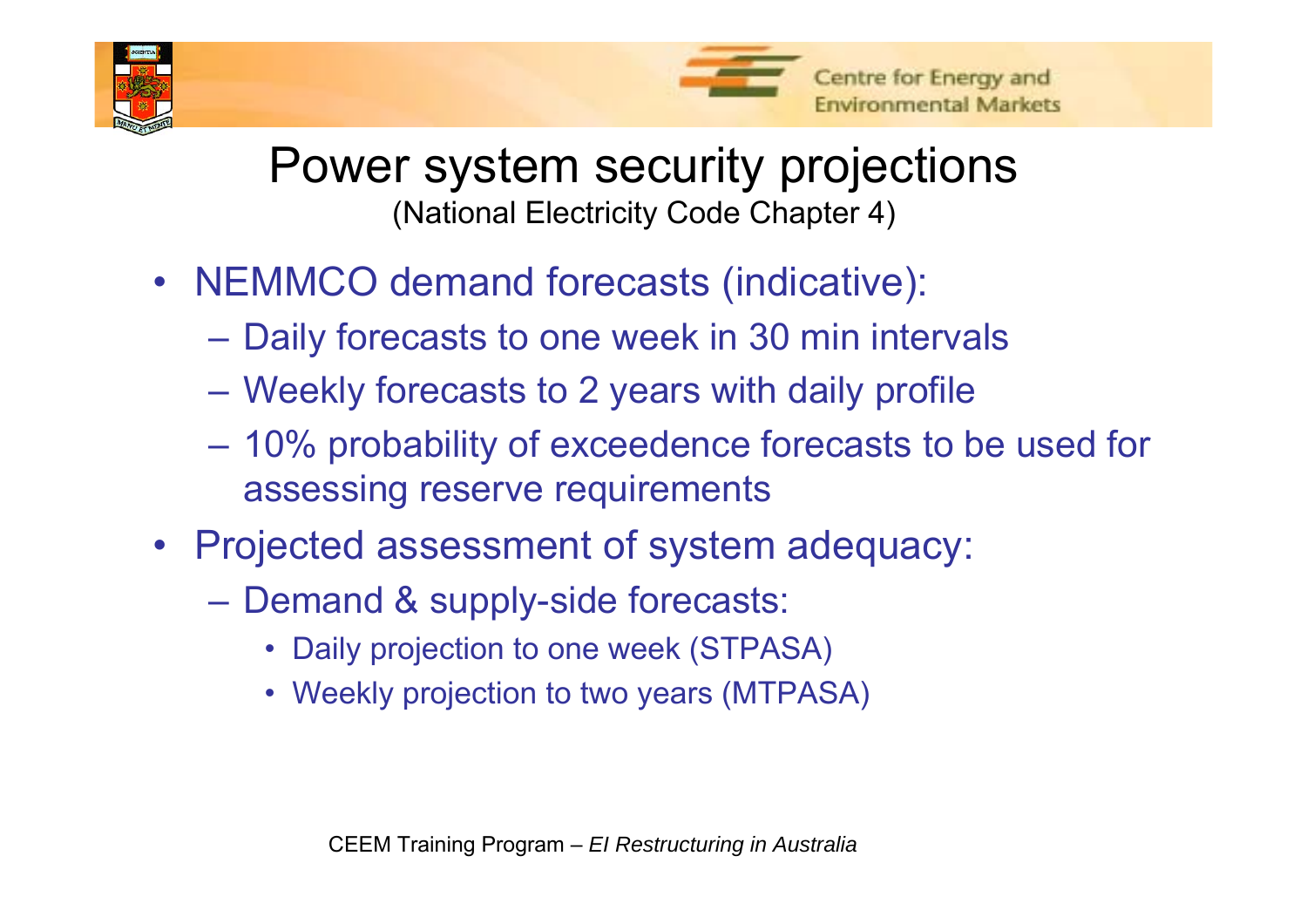# Power system security projections

(National Electricity Code Chapter 4)

- NEMMCO demand forecasts (indicative):
  - Daily forecasts to one week in 30 min intervals
  - Weekly forecasts to 2 years with daily profile
  - 10% probability of exceedence forecasts to be used for assessing reserve requirements
- Projected assessment of system adequacy:
  - Demand & supply-side forecasts:
    - Daily projection to one week (STPASA)
    - Weekly projection to two years (MTPASA)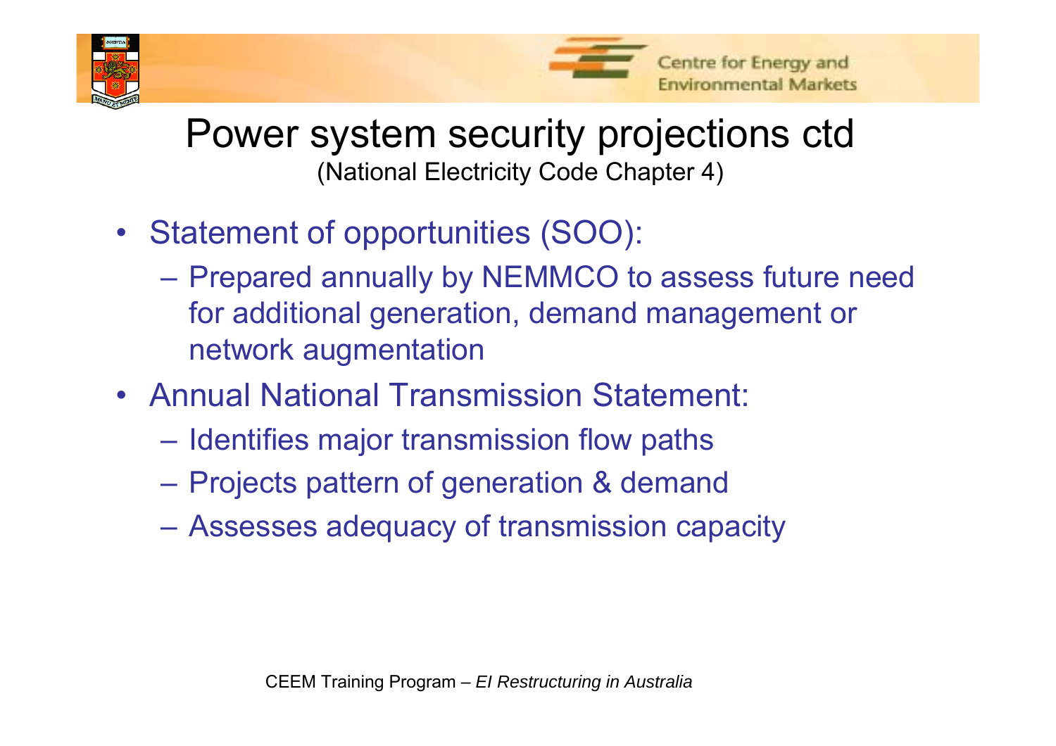# Power system security projections ctd

(National Electricity Code Chapter 4)

- Statement of opportunities (SOO):
  - Prepared annually by NEMMCO to assess future need for additional generation, demand management or network augmentation
- Annual National Transmission Statement:
  - Identifies major transmission flow paths
  - Projects pattern of generation & demand
  - Assesses adequacy of transmission capacity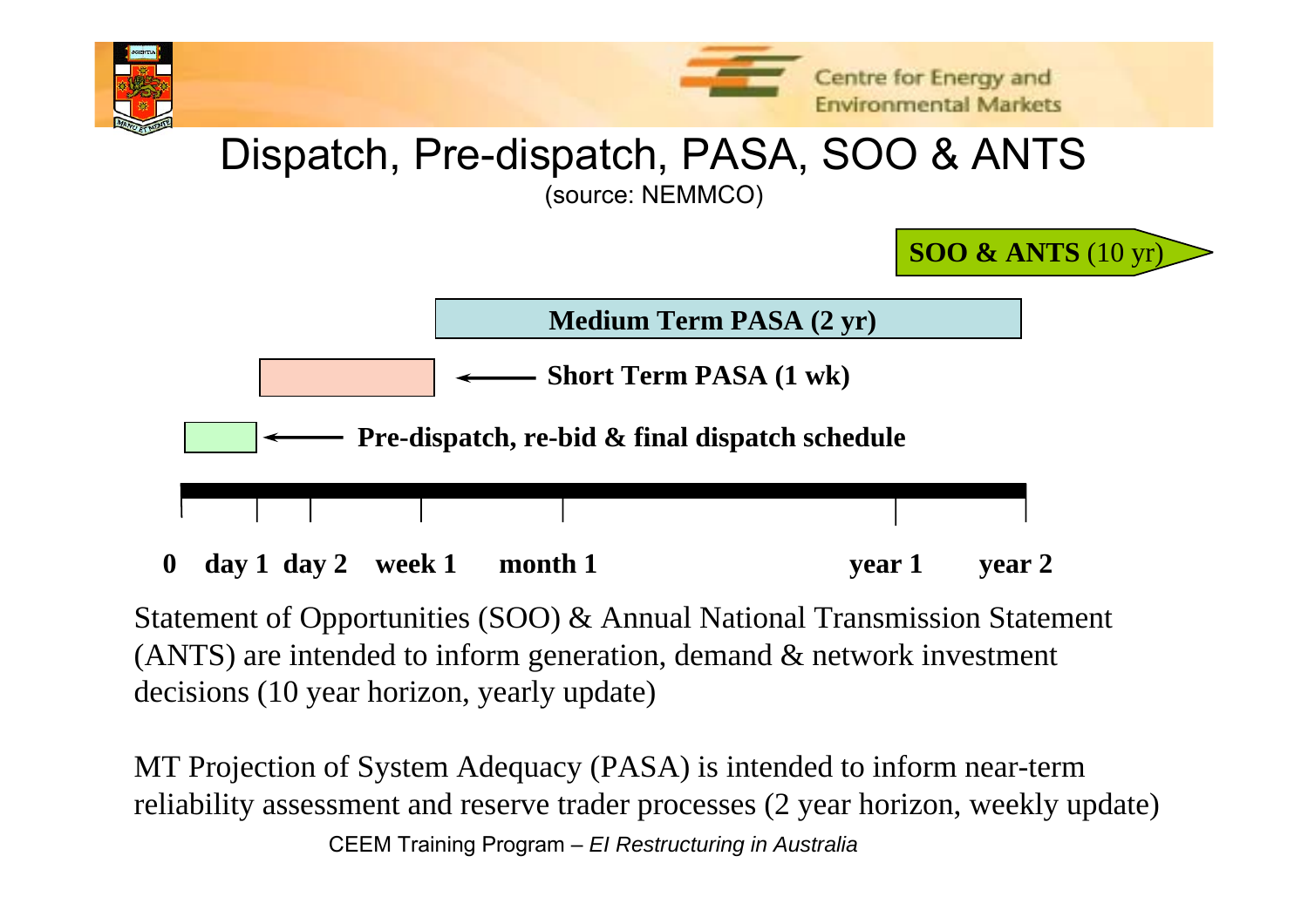# Dispatch, Pre-dispatch, PASA, SOO & ANTS

(source: NEMMCO)

**SOO & ANTS** (10 yr)

**Medium Term PASA (2 yr)**

**Short Term PASA (1 wk)**

**Pre-dispatch, re-bid & final dispatch schedule**

**0 day 1 day 2 week 1 month 1 year 1 year 2**

Statement of Opportunities (SOO) & Annual National Transmission Statement (ANTS) are intended to inform generation, demand & network investment decisions (10 year horizon, yearly update)

MT Projection of System Adequacy (PASA) is intended to inform near-term reliability assessment and reserve trader processes (2 year horizon, weekly update)